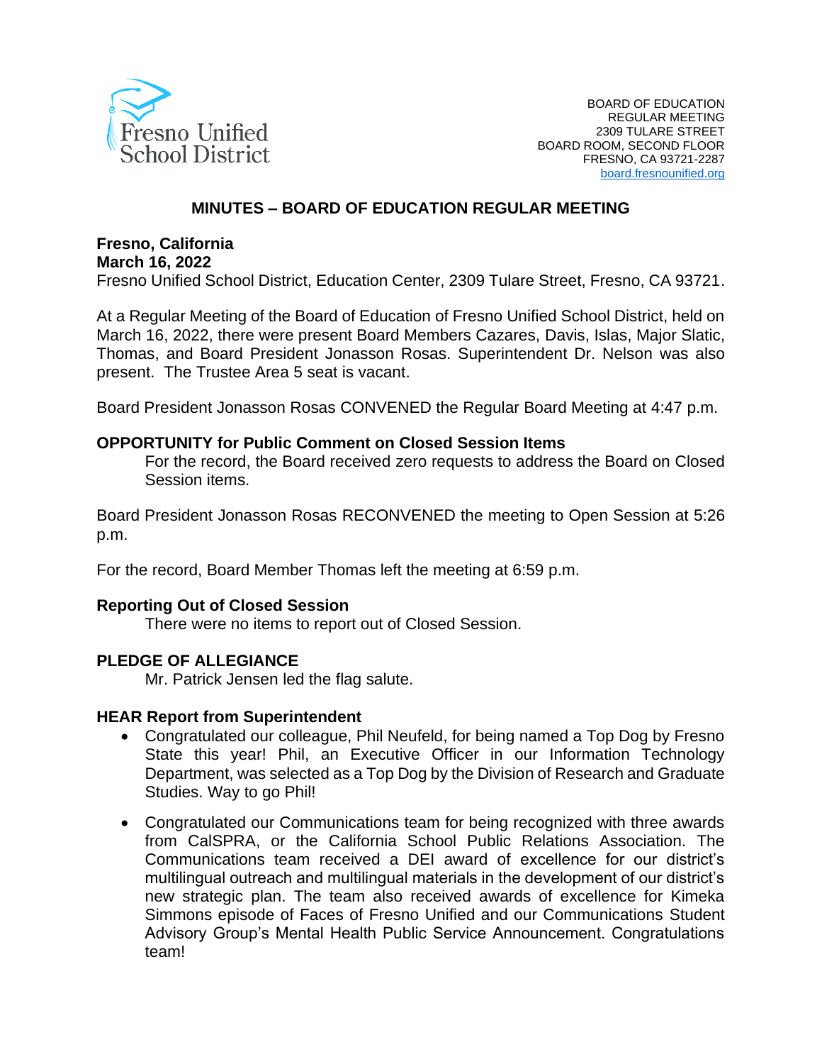Fresno Unified School District

BOARD OF EDUCATION
REGULAR MEETING
2309 TULARE STREET
BOARD ROOM, SECOND FLOOR
FRESNO, CA 93721-2287
board.fresnounified.org

# MINUTES – BOARD OF EDUCATION REGULAR MEETING

**Fresno, California**
**March 16, 2022**
Fresno Unified School District, Education Center, 2309 Tulare Street, Fresno, CA 93721.

At a Regular Meeting of the Board of Education of Fresno Unified School District, held on March 16, 2022, there were present Board Members Cazares, Davis, Islas, Major Slatic, Thomas, and Board President Jonasson Rosas. Superintendent Dr. Nelson was also present. The Trustee Area 5 seat is vacant.

Board President Jonasson Rosas CONVENED the Regular Board Meeting at 4:47 p.m.

**OPPORTUNITY for Public Comment on Closed Session Items**

For the record, the Board received zero requests to address the Board on Closed Session items.

Board President Jonasson Rosas RECONVENED the meeting to Open Session at 5:26 p.m.

For the record, Board Member Thomas left the meeting at 6:59 p.m.

**Reporting Out of Closed Session**

There were no items to report out of Closed Session.

**PLEDGE OF ALLEGIANCE**

Mr. Patrick Jensen led the flag salute.

**HEAR Report from Superintendent**

- Congratulated our colleague, Phil Neufeld, for being named a Top Dog by Fresno State this year! Phil, an Executive Officer in our Information Technology Department, was selected as a Top Dog by the Division of Research and Graduate Studies. Way to go Phil!
- Congratulated our Communications team for being recognized with three awards from CalSPRA, or the California School Public Relations Association. The Communications team received a DEI award of excellence for our district's multilingual outreach and multilingual materials in the development of our district's new strategic plan. The team also received awards of excellence for Kimeka Simmons episode of Faces of Fresno Unified and our Communications Student Advisory Group's Mental Health Public Service Announcement. Congratulations team!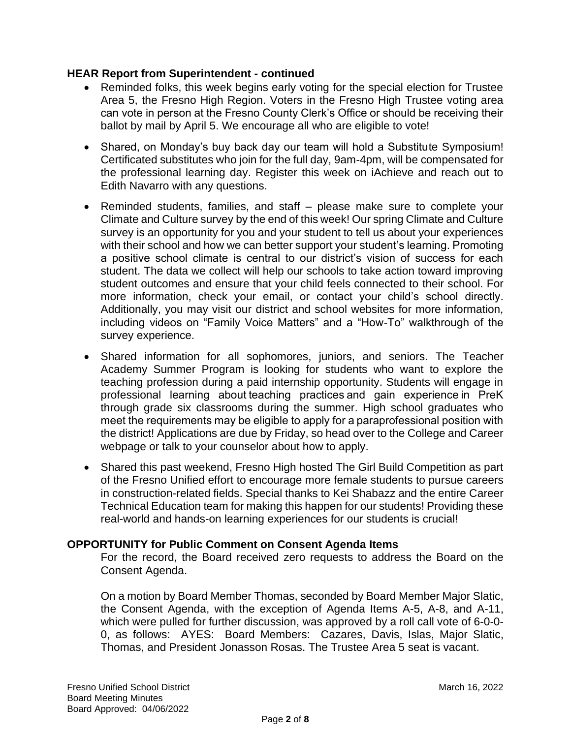**HEAR Report from Superintendent - continued**

- Reminded folks, this week begins early voting for the special election for Trustee Area 5, the Fresno High Region. Voters in the Fresno High Trustee voting area can vote in person at the Fresno County Clerk's Office or should be receiving their ballot by mail by April 5. We encourage all who are eligible to vote!
- Shared, on Monday's buy back day our team will hold a Substitute Symposium! Certificated substitutes who join for the full day, 9am-4pm, will be compensated for the professional learning day. Register this week on iAchieve and reach out to Edith Navarro with any questions.
- Reminded students, families, and staff – please make sure to complete your Climate and Culture survey by the end of this week! Our spring Climate and Culture survey is an opportunity for you and your student to tell us about your experiences with their school and how we can better support your student's learning. Promoting a positive school climate is central to our district's vision of success for each student. The data we collect will help our schools to take action toward improving student outcomes and ensure that your child feels connected to their school. For more information, check your email, or contact your child's school directly. Additionally, you may visit our district and school websites for more information, including videos on "Family Voice Matters" and a "How-To" walkthrough of the survey experience.
- Shared information for all sophomores, juniors, and seniors. The Teacher Academy Summer Program is looking for students who want to explore the teaching profession during a paid internship opportunity. Students will engage in professional learning about teaching practices and gain experience in PreK through grade six classrooms during the summer. High school graduates who meet the requirements may be eligible to apply for a paraprofessional position with the district! Applications are due by Friday, so head over to the College and Career webpage or talk to your counselor about how to apply.
- Shared this past weekend, Fresno High hosted The Girl Build Competition as part of the Fresno Unified effort to encourage more female students to pursue careers in construction-related fields. Special thanks to Kei Shabazz and the entire Career Technical Education team for making this happen for our students! Providing these real-world and hands-on learning experiences for our students is crucial!

**OPPORTUNITY for Public Comment on Consent Agenda Items**

For the record, the Board received zero requests to address the Board on the Consent Agenda.

On a motion by Board Member Thomas, seconded by Board Member Major Slatic, the Consent Agenda, with the exception of Agenda Items A-5, A-8, and A-11, which were pulled for further discussion, was approved by a roll call vote of 6-0-0-0, as follows: AYES: Board Members: Cazares, Davis, Islas, Major Slatic, Thomas, and President Jonasson Rosas. The Trustee Area 5 seat is vacant.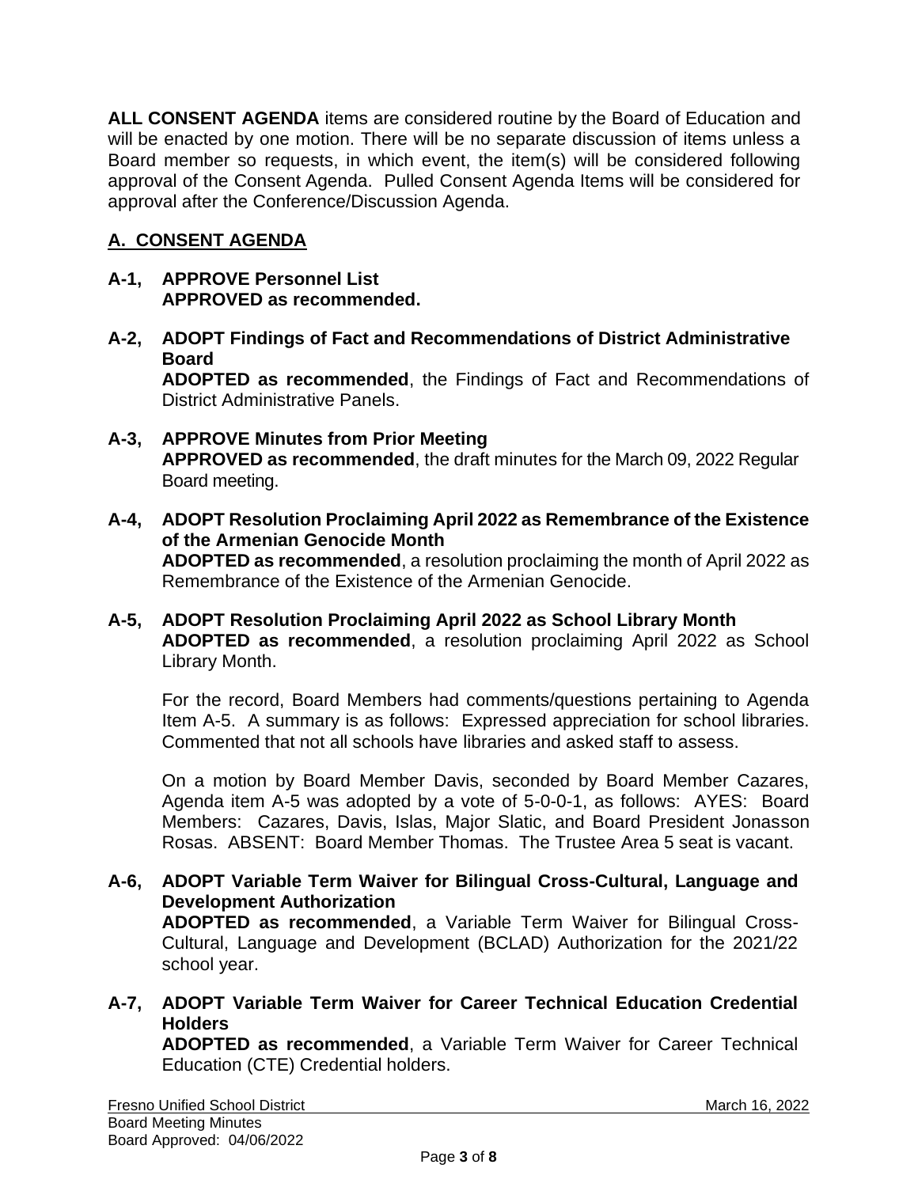**ALL CONSENT AGENDA** items are considered routine by the Board of Education and will be enacted by one motion. There will be no separate discussion of items unless a Board member so requests, in which event, the item(s) will be considered following approval of the Consent Agenda. Pulled Consent Agenda Items will be considered for approval after the Conference/Discussion Agenda.

## A. CONSENT AGENDA

**A-1, APPROVE Personnel List**
**APPROVED as recommended.**

**A-2, ADOPT Findings of Fact and Recommendations of District Administrative Board**
**ADOPTED as recommended**, the Findings of Fact and Recommendations of District Administrative Panels.

**A-3, APPROVE Minutes from Prior Meeting**
**APPROVED as recommended**, the draft minutes for the March 09, 2022 Regular Board meeting.

**A-4, ADOPT Resolution Proclaiming April 2022 as Remembrance of the Existence of the Armenian Genocide Month**
**ADOPTED as recommended**, a resolution proclaiming the month of April 2022 as Remembrance of the Existence of the Armenian Genocide.

**A-5, ADOPT Resolution Proclaiming April 2022 as School Library Month**
**ADOPTED as recommended**, a resolution proclaiming April 2022 as School Library Month.

For the record, Board Members had comments/questions pertaining to Agenda Item A-5. A summary is as follows: Expressed appreciation for school libraries. Commented that not all schools have libraries and asked staff to assess.

On a motion by Board Member Davis, seconded by Board Member Cazares, Agenda item A-5 was adopted by a vote of 5-0-0-1, as follows: AYES: Board Members: Cazares, Davis, Islas, Major Slatic, and Board President Jonasson Rosas. ABSENT: Board Member Thomas. The Trustee Area 5 seat is vacant.

**A-6, ADOPT Variable Term Waiver for Bilingual Cross-Cultural, Language and Development Authorization**
**ADOPTED as recommended**, a Variable Term Waiver for Bilingual Cross-Cultural, Language and Development (BCLAD) Authorization for the 2021/22 school year.

**A-7, ADOPT Variable Term Waiver for Career Technical Education Credential Holders**
**ADOPTED as recommended**, a Variable Term Waiver for Career Technical Education (CTE) Credential holders.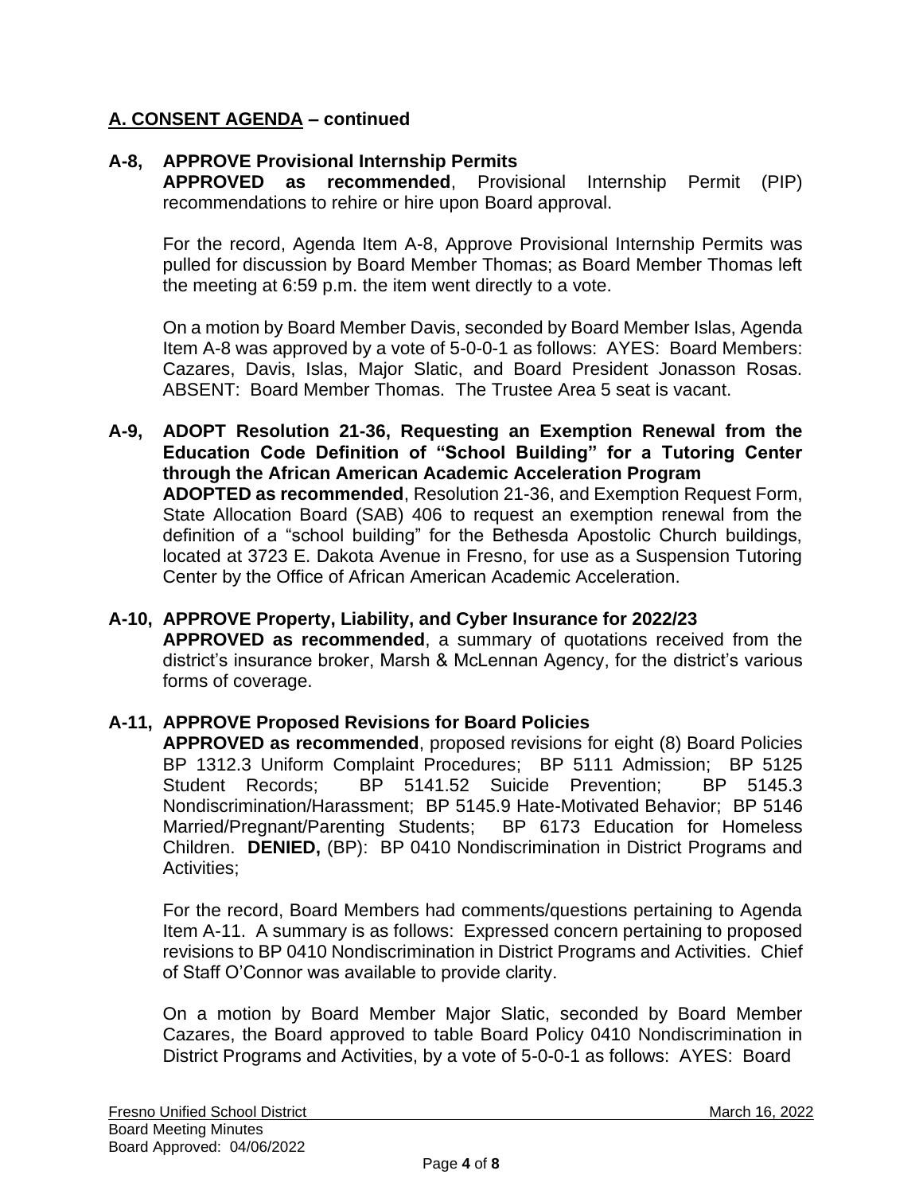## A. CONSENT AGENDA – continued

**A-8, APPROVE Provisional Internship Permits**

**APPROVED as recommended**, Provisional Internship Permit (PIP) recommendations to rehire or hire upon Board approval.

For the record, Agenda Item A-8, Approve Provisional Internship Permits was pulled for discussion by Board Member Thomas; as Board Member Thomas left the meeting at 6:59 p.m. the item went directly to a vote.

On a motion by Board Member Davis, seconded by Board Member Islas, Agenda Item A-8 was approved by a vote of 5-0-0-1 as follows: AYES: Board Members: Cazares, Davis, Islas, Major Slatic, and Board President Jonasson Rosas. ABSENT: Board Member Thomas. The Trustee Area 5 seat is vacant.

**A-9, ADOPT Resolution 21-36, Requesting an Exemption Renewal from the Education Code Definition of "School Building" for a Tutoring Center through the African American Academic Acceleration Program**

**ADOPTED as recommended**, Resolution 21-36, and Exemption Request Form, State Allocation Board (SAB) 406 to request an exemption renewal from the definition of a "school building" for the Bethesda Apostolic Church buildings, located at 3723 E. Dakota Avenue in Fresno, for use as a Suspension Tutoring Center by the Office of African American Academic Acceleration.

**A-10, APPROVE Property, Liability, and Cyber Insurance for 2022/23**

**APPROVED as recommended**, a summary of quotations received from the district's insurance broker, Marsh & McLennan Agency, for the district's various forms of coverage.

**A-11, APPROVE Proposed Revisions for Board Policies**

**APPROVED as recommended**, proposed revisions for eight (8) Board Policies BP 1312.3 Uniform Complaint Procedures; BP 5111 Admission; BP 5125 Student Records; BP 5141.52 Suicide Prevention; BP 5145.3 Nondiscrimination/Harassment; BP 5145.9 Hate-Motivated Behavior; BP 5146 Married/Pregnant/Parenting Students; BP 6173 Education for Homeless Children. **DENIED,** (BP): BP 0410 Nondiscrimination in District Programs and Activities;

For the record, Board Members had comments/questions pertaining to Agenda Item A-11. A summary is as follows: Expressed concern pertaining to proposed revisions to BP 0410 Nondiscrimination in District Programs and Activities. Chief of Staff O'Connor was available to provide clarity.

On a motion by Board Member Major Slatic, seconded by Board Member Cazares, the Board approved to table Board Policy 0410 Nondiscrimination in District Programs and Activities, by a vote of 5-0-0-1 as follows: AYES: Board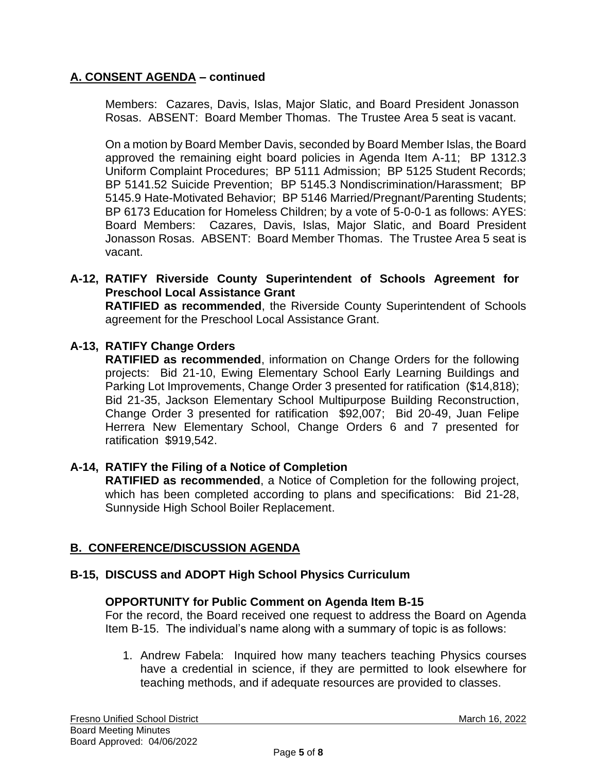## A. CONSENT AGENDA – continued

Members: Cazares, Davis, Islas, Major Slatic, and Board President Jonasson Rosas. ABSENT: Board Member Thomas. The Trustee Area 5 seat is vacant.

On a motion by Board Member Davis, seconded by Board Member Islas, the Board approved the remaining eight board policies in Agenda Item A-11; BP 1312.3 Uniform Complaint Procedures; BP 5111 Admission; BP 5125 Student Records; BP 5141.52 Suicide Prevention; BP 5145.3 Nondiscrimination/Harassment; BP 5145.9 Hate-Motivated Behavior; BP 5146 Married/Pregnant/Parenting Students; BP 6173 Education for Homeless Children; by a vote of 5-0-0-1 as follows: AYES: Board Members: Cazares, Davis, Islas, Major Slatic, and Board President Jonasson Rosas. ABSENT: Board Member Thomas. The Trustee Area 5 seat is vacant.

**A-12, RATIFY Riverside County Superintendent of Schools Agreement for Preschool Local Assistance Grant**
**RATIFIED as recommended**, the Riverside County Superintendent of Schools agreement for the Preschool Local Assistance Grant.

**A-13, RATIFY Change Orders**
**RATIFIED as recommended**, information on Change Orders for the following projects: Bid 21-10, Ewing Elementary School Early Learning Buildings and Parking Lot Improvements, Change Order 3 presented for ratification ($14,818); Bid 21-35, Jackson Elementary School Multipurpose Building Reconstruction, Change Order 3 presented for ratification $92,007; Bid 20-49, Juan Felipe Herrera New Elementary School, Change Orders 6 and 7 presented for ratification $919,542.

**A-14, RATIFY the Filing of a Notice of Completion**
**RATIFIED as recommended**, a Notice of Completion for the following project, which has been completed according to plans and specifications: Bid 21-28, Sunnyside High School Boiler Replacement.

## B. CONFERENCE/DISCUSSION AGENDA

**B-15, DISCUSS and ADOPT High School Physics Curriculum**

**OPPORTUNITY for Public Comment on Agenda Item B-15**
For the record, the Board received one request to address the Board on Agenda Item B-15. The individual's name along with a summary of topic is as follows:

1. Andrew Fabela: Inquired how many teachers teaching Physics courses have a credential in science, if they are permitted to look elsewhere for teaching methods, and if adequate resources are provided to classes.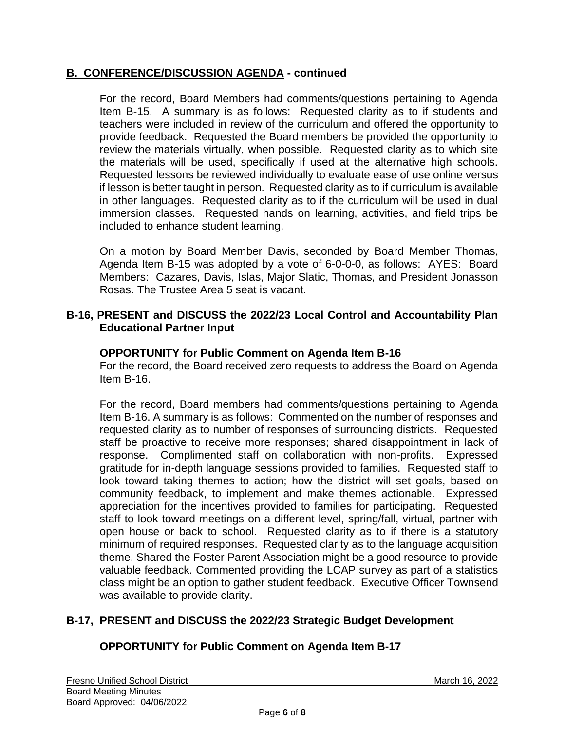## B. CONFERENCE/DISCUSSION AGENDA - continued

For the record, Board Members had comments/questions pertaining to Agenda Item B-15. A summary is as follows: Requested clarity as to if students and teachers were included in review of the curriculum and offered the opportunity to provide feedback. Requested the Board members be provided the opportunity to review the materials virtually, when possible. Requested clarity as to which site the materials will be used, specifically if used at the alternative high schools. Requested lessons be reviewed individually to evaluate ease of use online versus if lesson is better taught in person. Requested clarity as to if curriculum is available in other languages. Requested clarity as to if the curriculum will be used in dual immersion classes. Requested hands on learning, activities, and field trips be included to enhance student learning.

On a motion by Board Member Davis, seconded by Board Member Thomas, Agenda Item B-15 was adopted by a vote of 6-0-0-0, as follows: AYES: Board Members: Cazares, Davis, Islas, Major Slatic, Thomas, and President Jonasson Rosas. The Trustee Area 5 seat is vacant.

### B-16, PRESENT and DISCUSS the 2022/23 Local Control and Accountability Plan Educational Partner Input

**OPPORTUNITY for Public Comment on Agenda Item B-16**

For the record, the Board received zero requests to address the Board on Agenda Item B-16.

For the record, Board members had comments/questions pertaining to Agenda Item B-16. A summary is as follows: Commented on the number of responses and requested clarity as to number of responses of surrounding districts. Requested staff be proactive to receive more responses; shared disappointment in lack of response. Complimented staff on collaboration with non-profits. Expressed gratitude for in-depth language sessions provided to families. Requested staff to look toward taking themes to action; how the district will set goals, based on community feedback, to implement and make themes actionable. Expressed appreciation for the incentives provided to families for participating. Requested staff to look toward meetings on a different level, spring/fall, virtual, partner with open house or back to school. Requested clarity as to if there is a statutory minimum of required responses. Requested clarity as to the language acquisition theme. Shared the Foster Parent Association might be a good resource to provide valuable feedback. Commented providing the LCAP survey as part of a statistics class might be an option to gather student feedback. Executive Officer Townsend was available to provide clarity.

### B-17, PRESENT and DISCUSS the 2022/23 Strategic Budget Development

**OPPORTUNITY for Public Comment on Agenda Item B-17**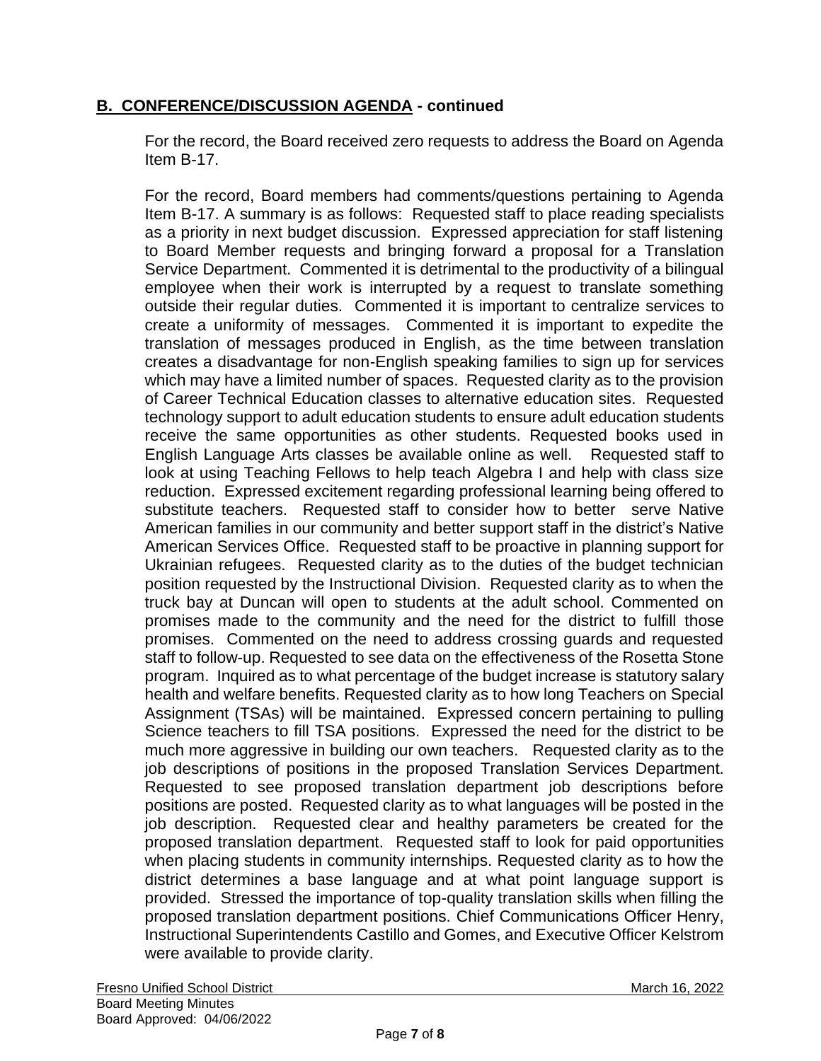## **B. CONFERENCE/DISCUSSION AGENDA - continued**

For the record, the Board received zero requests to address the Board on Agenda Item B-17.

For the record, Board members had comments/questions pertaining to Agenda Item B-17. A summary is as follows: Requested staff to place reading specialists as a priority in next budget discussion. Expressed appreciation for staff listening to Board Member requests and bringing forward a proposal for a Translation Service Department. Commented it is detrimental to the productivity of a bilingual employee when their work is interrupted by a request to translate something outside their regular duties. Commented it is important to centralize services to create a uniformity of messages. Commented it is important to expedite the translation of messages produced in English, as the time between translation creates a disadvantage for non-English speaking families to sign up for services which may have a limited number of spaces. Requested clarity as to the provision of Career Technical Education classes to alternative education sites. Requested technology support to adult education students to ensure adult education students receive the same opportunities as other students. Requested books used in English Language Arts classes be available online as well. Requested staff to look at using Teaching Fellows to help teach Algebra I and help with class size reduction. Expressed excitement regarding professional learning being offered to substitute teachers. Requested staff to consider how to better serve Native American families in our community and better support staff in the district's Native American Services Office. Requested staff to be proactive in planning support for Ukrainian refugees. Requested clarity as to the duties of the budget technician position requested by the Instructional Division. Requested clarity as to when the truck bay at Duncan will open to students at the adult school. Commented on promises made to the community and the need for the district to fulfill those promises. Commented on the need to address crossing guards and requested staff to follow-up. Requested to see data on the effectiveness of the Rosetta Stone program. Inquired as to what percentage of the budget increase is statutory salary health and welfare benefits. Requested clarity as to how long Teachers on Special Assignment (TSAs) will be maintained. Expressed concern pertaining to pulling Science teachers to fill TSA positions. Expressed the need for the district to be much more aggressive in building our own teachers. Requested clarity as to the job descriptions of positions in the proposed Translation Services Department. Requested to see proposed translation department job descriptions before positions are posted. Requested clarity as to what languages will be posted in the job description. Requested clear and healthy parameters be created for the proposed translation department. Requested staff to look for paid opportunities when placing students in community internships. Requested clarity as to how the district determines a base language and at what point language support is provided. Stressed the importance of top-quality translation skills when filling the proposed translation department positions. Chief Communications Officer Henry, Instructional Superintendents Castillo and Gomes, and Executive Officer Kelstrom were available to provide clarity.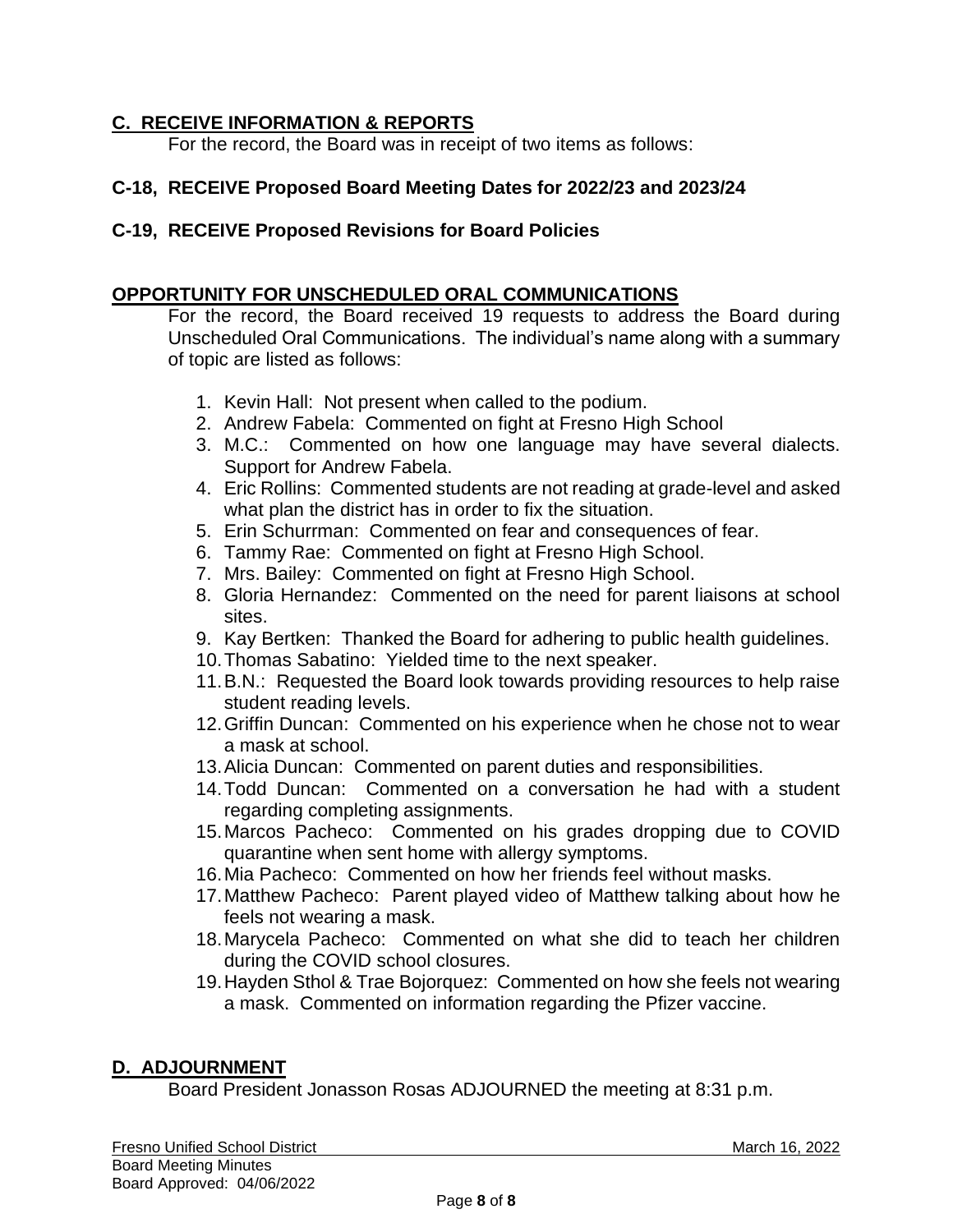## C. RECEIVE INFORMATION & REPORTS

For the record, the Board was in receipt of two items as follows:

### C-18, RECEIVE Proposed Board Meeting Dates for 2022/23 and 2023/24

### C-19, RECEIVE Proposed Revisions for Board Policies

## OPPORTUNITY FOR UNSCHEDULED ORAL COMMUNICATIONS

For the record, the Board received 19 requests to address the Board during Unscheduled Oral Communications. The individual's name along with a summary of topic are listed as follows:

1. Kevin Hall: Not present when called to the podium.
2. Andrew Fabela: Commented on fight at Fresno High School
3. M.C.: Commented on how one language may have several dialects. Support for Andrew Fabela.
4. Eric Rollins: Commented students are not reading at grade-level and asked what plan the district has in order to fix the situation.
5. Erin Schurrman: Commented on fear and consequences of fear.
6. Tammy Rae: Commented on fight at Fresno High School.
7. Mrs. Bailey: Commented on fight at Fresno High School.
8. Gloria Hernandez: Commented on the need for parent liaisons at school sites.
9. Kay Bertken: Thanked the Board for adhering to public health guidelines.
10. Thomas Sabatino: Yielded time to the next speaker.
11. B.N.: Requested the Board look towards providing resources to help raise student reading levels.
12. Griffin Duncan: Commented on his experience when he chose not to wear a mask at school.
13. Alicia Duncan: Commented on parent duties and responsibilities.
14. Todd Duncan: Commented on a conversation he had with a student regarding completing assignments.
15. Marcos Pacheco: Commented on his grades dropping due to COVID quarantine when sent home with allergy symptoms.
16. Mia Pacheco: Commented on how her friends feel without masks.
17. Matthew Pacheco: Parent played video of Matthew talking about how he feels not wearing a mask.
18. Marycela Pacheco: Commented on what she did to teach her children during the COVID school closures.
19. Hayden Sthol & Trae Bojorquez: Commented on how she feels not wearing a mask. Commented on information regarding the Pfizer vaccine.

## D. ADJOURNMENT

Board President Jonasson Rosas ADJOURNED the meeting at 8:31 p.m.